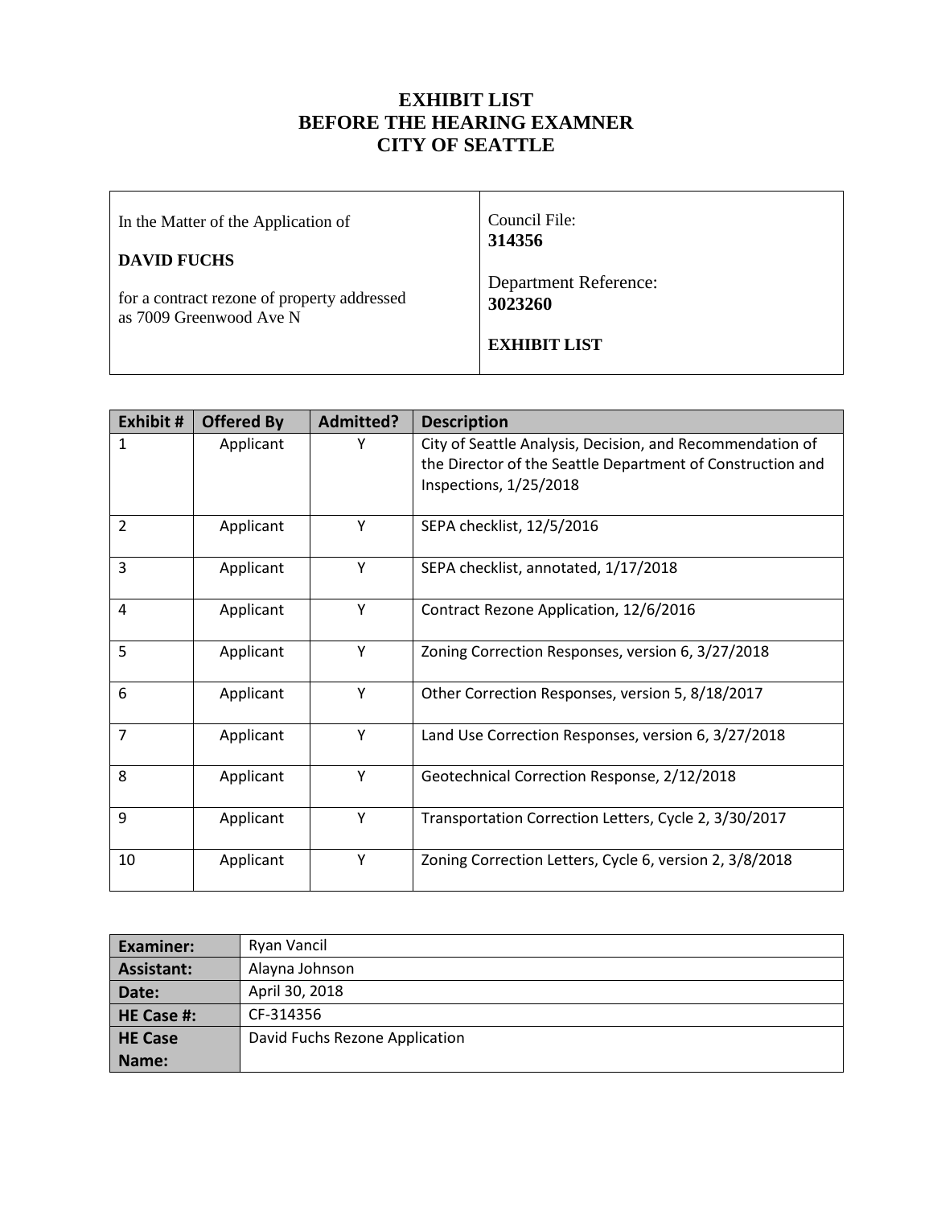# EXHIBIT LIST
# BEFORE THE HEARING EXAMNER
# CITY OF SEATTLE

| | |
|---|---|
| In the Matter of the Application of<br><br>**DAVID FUCHS**<br><br>for a contract rezone of property addressed as 7009 Greenwood Ave N | Council File:<br>**314356**<br><br>Department Reference:<br>**3023260**<br><br>**EXHIBIT LIST** |

| Exhibit # | Offered By | Admitted? | Description |
|---|---|---|---|
| 1 | Applicant | Y | City of Seattle Analysis, Decision, and Recommendation of the Director of the Seattle Department of Construction and Inspections, 1/25/2018 |
| 2 | Applicant | Y | SEPA checklist, 12/5/2016 |
| 3 | Applicant | Y | SEPA checklist, annotated, 1/17/2018 |
| 4 | Applicant | Y | Contract Rezone Application, 12/6/2016 |
| 5 | Applicant | Y | Zoning Correction Responses, version 6, 3/27/2018 |
| 6 | Applicant | Y | Other Correction Responses, version 5, 8/18/2017 |
| 7 | Applicant | Y | Land Use Correction Responses, version 6, 3/27/2018 |
| 8 | Applicant | Y | Geotechnical Correction Response, 2/12/2018 |
| 9 | Applicant | Y | Transportation Correction Letters, Cycle 2, 3/30/2017 |
| 10 | Applicant | Y | Zoning Correction Letters, Cycle 6, version 2, 3/8/2018 |

| | |
|---|---|
| **Examiner:** | Ryan Vancil |
| **Assistant:** | Alayna Johnson |
| **Date:** | April 30, 2018 |
| **HE Case #:** | CF-314356 |
| **HE Case Name:** | David Fuchs Rezone Application |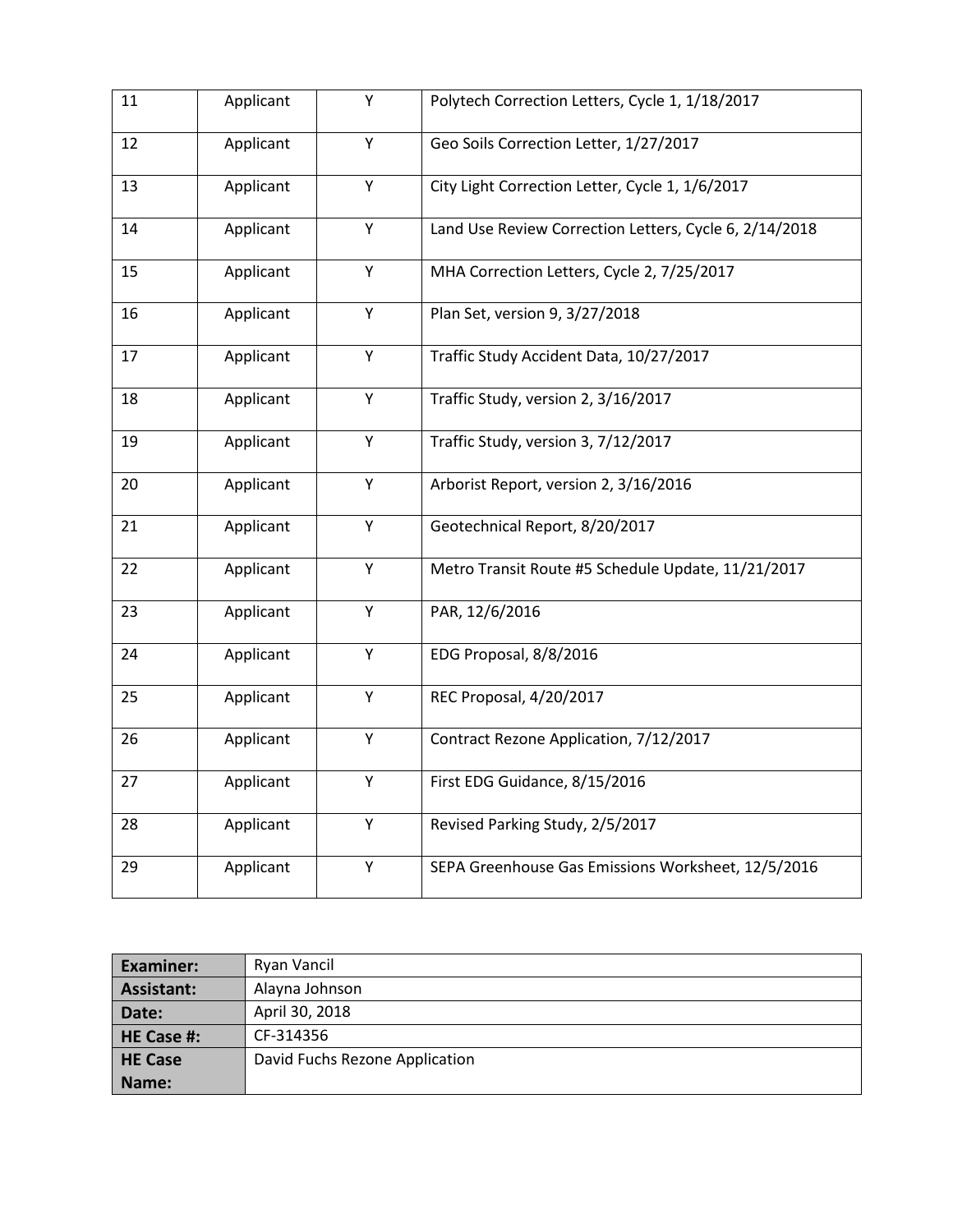| | | | |
|---|---|---|---|
| 11 | Applicant | Y | Polytech Correction Letters, Cycle 1, 1/18/2017 |
| 12 | Applicant | Y | Geo Soils Correction Letter, 1/27/2017 |
| 13 | Applicant | Y | City Light Correction Letter, Cycle 1, 1/6/2017 |
| 14 | Applicant | Y | Land Use Review Correction Letters, Cycle 6, 2/14/2018 |
| 15 | Applicant | Y | MHA Correction Letters, Cycle 2, 7/25/2017 |
| 16 | Applicant | Y | Plan Set, version 9, 3/27/2018 |
| 17 | Applicant | Y | Traffic Study Accident Data, 10/27/2017 |
| 18 | Applicant | Y | Traffic Study, version 2, 3/16/2017 |
| 19 | Applicant | Y | Traffic Study, version 3, 7/12/2017 |
| 20 | Applicant | Y | Arborist Report, version 2, 3/16/2016 |
| 21 | Applicant | Y | Geotechnical Report, 8/20/2017 |
| 22 | Applicant | Y | Metro Transit Route #5 Schedule Update, 11/21/2017 |
| 23 | Applicant | Y | PAR, 12/6/2016 |
| 24 | Applicant | Y | EDG Proposal, 8/8/2016 |
| 25 | Applicant | Y | REC Proposal, 4/20/2017 |
| 26 | Applicant | Y | Contract Rezone Application, 7/12/2017 |
| 27 | Applicant | Y | First EDG Guidance, 8/15/2016 |
| 28 | Applicant | Y | Revised Parking Study, 2/5/2017 |
| 29 | Applicant | Y | SEPA Greenhouse Gas Emissions Worksheet, 12/5/2016 |

| | |
|---|---|
| **Examiner:** | Ryan Vancil |
| **Assistant:** | Alayna Johnson |
| **Date:** | April 30, 2018 |
| **HE Case #:** | CF-314356 |
| **HE Case Name:** | David Fuchs Rezone Application |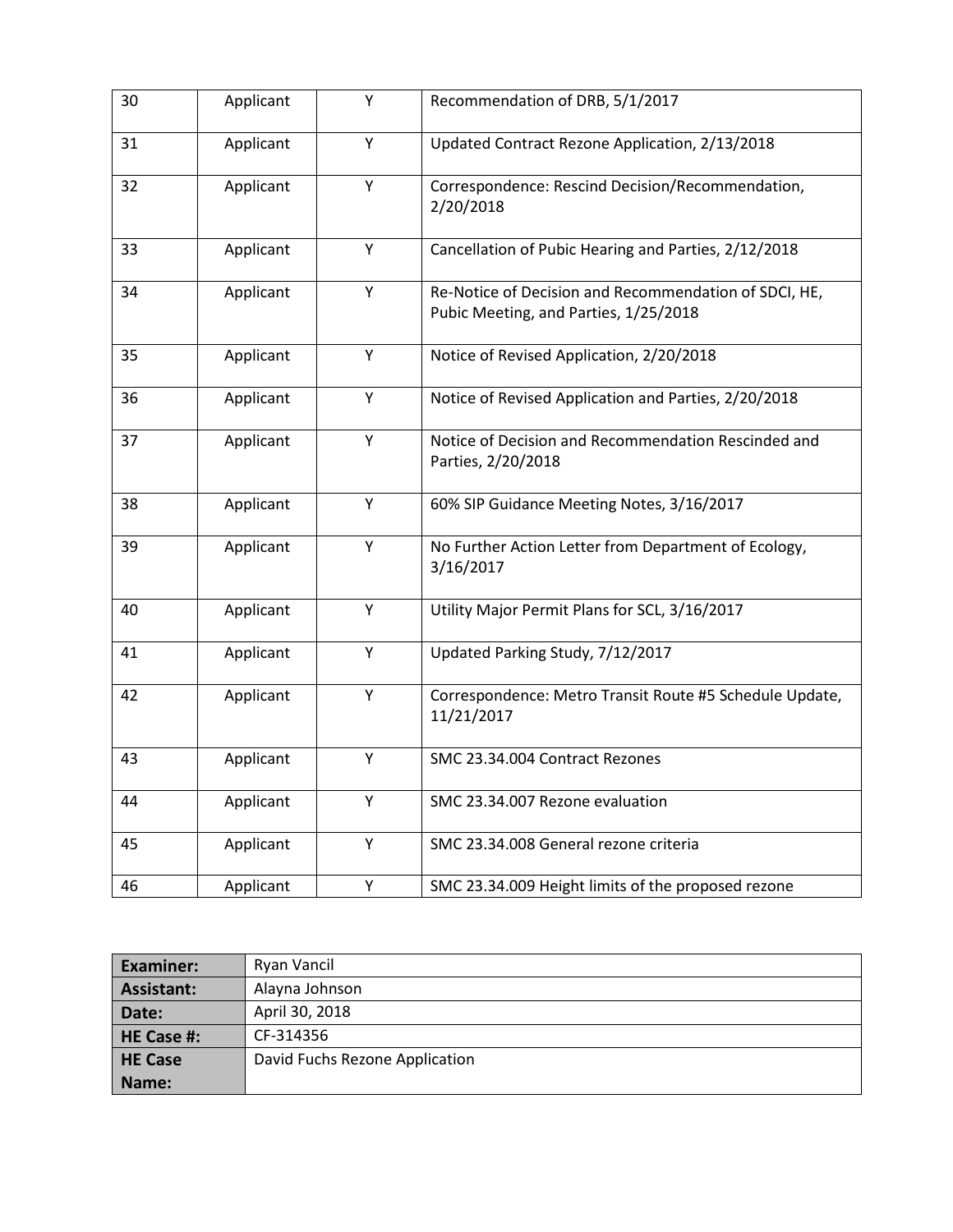| 30 | Applicant | Y | Recommendation of DRB, 5/1/2017 |
|---|---|---|---|
| 31 | Applicant | Y | Updated Contract Rezone Application, 2/13/2018 |
| 32 | Applicant | Y | Correspondence: Rescind Decision/Recommendation, 2/20/2018 |
| 33 | Applicant | Y | Cancellation of Pubic Hearing and Parties, 2/12/2018 |
| 34 | Applicant | Y | Re-Notice of Decision and Recommendation of SDCI, HE, Pubic Meeting, and Parties, 1/25/2018 |
| 35 | Applicant | Y | Notice of Revised Application, 2/20/2018 |
| 36 | Applicant | Y | Notice of Revised Application and Parties, 2/20/2018 |
| 37 | Applicant | Y | Notice of Decision and Recommendation Rescinded and Parties, 2/20/2018 |
| 38 | Applicant | Y | 60% SIP Guidance Meeting Notes, 3/16/2017 |
| 39 | Applicant | Y | No Further Action Letter from Department of Ecology, 3/16/2017 |
| 40 | Applicant | Y | Utility Major Permit Plans for SCL, 3/16/2017 |
| 41 | Applicant | Y | Updated Parking Study, 7/12/2017 |
| 42 | Applicant | Y | Correspondence: Metro Transit Route #5 Schedule Update, 11/21/2017 |
| 43 | Applicant | Y | SMC 23.34.004 Contract Rezones |
| 44 | Applicant | Y | SMC 23.34.007 Rezone evaluation |
| 45 | Applicant | Y | SMC 23.34.008 General rezone criteria |
| 46 | Applicant | Y | SMC 23.34.009 Height limits of the proposed rezone |

| **Examiner:** | Ryan Vancil |
|---|---|
| **Assistant:** | Alayna Johnson |
| **Date:** | April 30, 2018 |
| **HE Case #:** | CF-314356 |
| **HE Case Name:** | David Fuchs Rezone Application |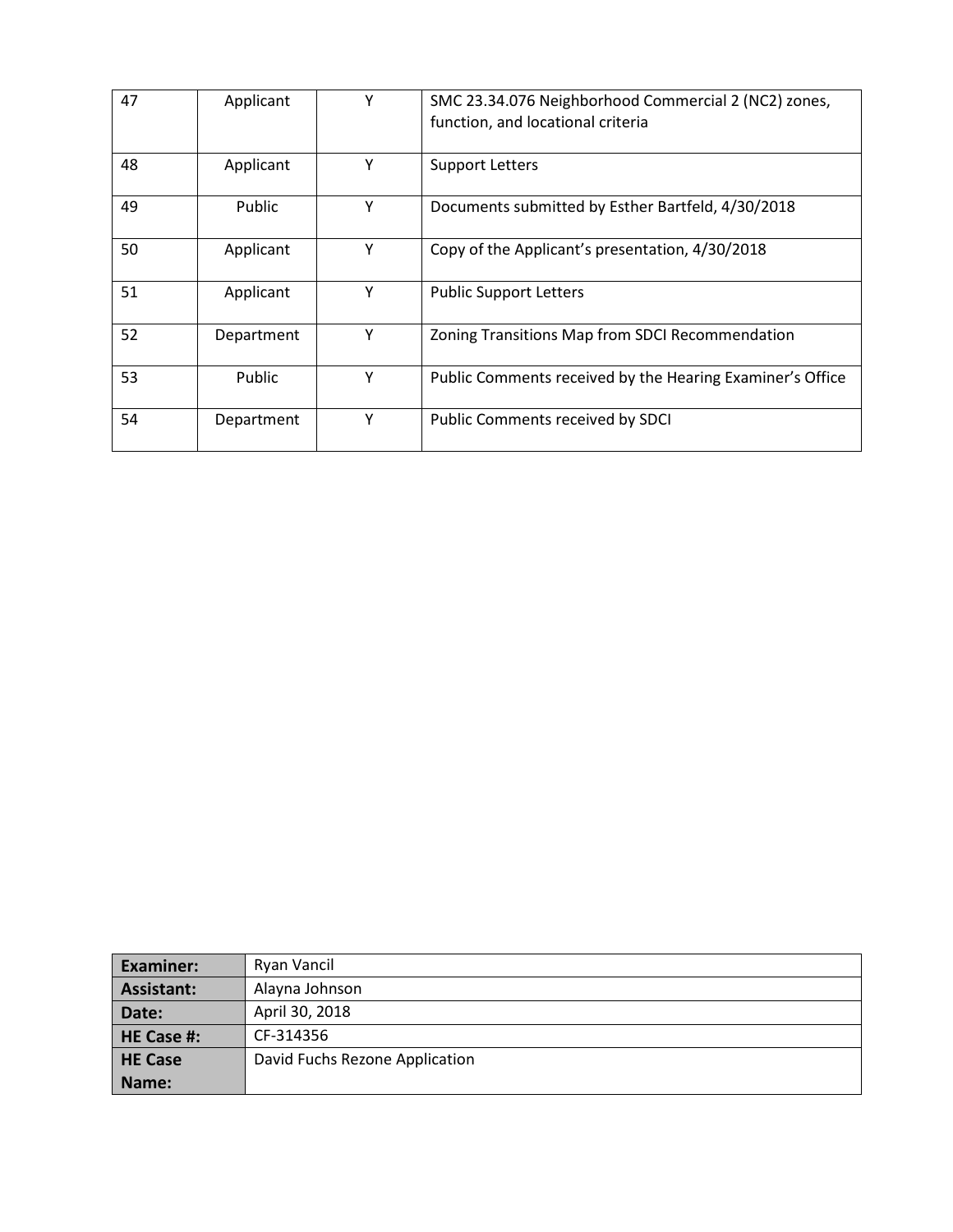| | | | |
|---|---|---|---|
| 47 | Applicant | Y | SMC 23.34.076 Neighborhood Commercial 2 (NC2) zones, function, and locational criteria |
| 48 | Applicant | Y | Support Letters |
| 49 | Public | Y | Documents submitted by Esther Bartfeld, 4/30/2018 |
| 50 | Applicant | Y | Copy of the Applicant's presentation, 4/30/2018 |
| 51 | Applicant | Y | Public Support Letters |
| 52 | Department | Y | Zoning Transitions Map from SDCI Recommendation |
| 53 | Public | Y | Public Comments received by the Hearing Examiner's Office |
| 54 | Department | Y | Public Comments received by SDCI |

| | |
|---|---|
| **Examiner:** | Ryan Vancil |
| **Assistant:** | Alayna Johnson |
| **Date:** | April 30, 2018 |
| **HE Case #:** | CF-314356 |
| **HE Case Name:** | David Fuchs Rezone Application |